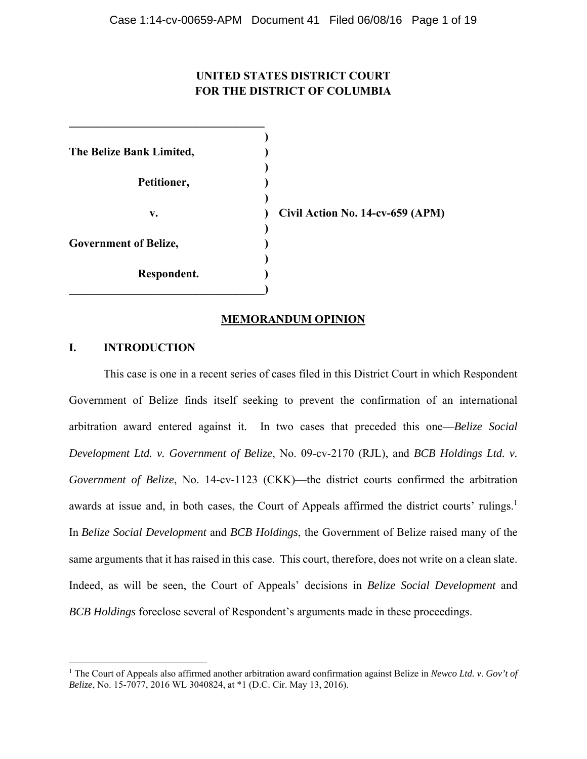**UNITED STATES DISTRICT COURT**
**FOR THE DISTRICT OF COLUMBIA**

| | |
|---|---|
| **The Belize Bank Limited,** | |
| **Petitioner,** | |
| **v.** | **Civil Action No. 14-cv-659 (APM)** |
| **Government of Belize,** | |
| **Respondent.** | |

## MEMORANDUM OPINION

## I. INTRODUCTION

This case is one in a recent series of cases filed in this District Court in which Respondent Government of Belize finds itself seeking to prevent the confirmation of an international arbitration award entered against it. In two cases that preceded this one—*Belize Social Development Ltd. v. Government of Belize*, No. 09-cv-2170 (RJL), and *BCB Holdings Ltd. v. Government of Belize*, No. 14-cv-1123 (CKK)—the district courts confirmed the arbitration awards at issue and, in both cases, the Court of Appeals affirmed the district courts' rulings.[1] In *Belize Social Development* and *BCB Holdings*, the Government of Belize raised many of the same arguments that it has raised in this case. This court, therefore, does not write on a clean slate. Indeed, as will be seen, the Court of Appeals' decisions in *Belize Social Development* and *BCB Holdings* foreclose several of Respondent's arguments made in these proceedings.

---

[1] The Court of Appeals also affirmed another arbitration award confirmation against Belize in *Newco Ltd. v. Gov't of Belize*, No. 15-7077, 2016 WL 3040824, at *1 (D.C. Cir. May 13, 2016).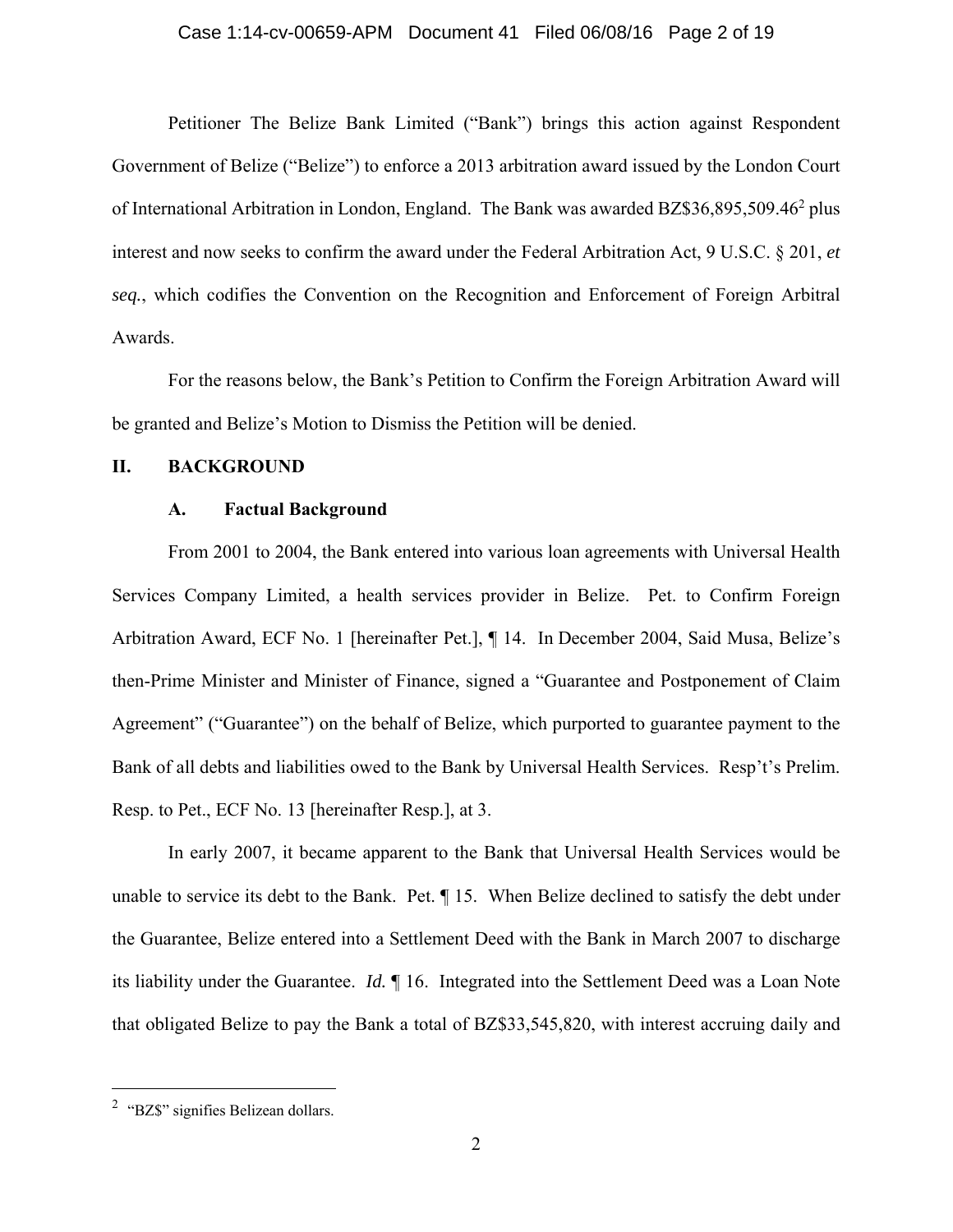Petitioner The Belize Bank Limited ("Bank") brings this action against Respondent Government of Belize ("Belize") to enforce a 2013 arbitration award issued by the London Court of International Arbitration in London, England. The Bank was awarded BZ$36,895,509.46[2] plus interest and now seeks to confirm the award under the Federal Arbitration Act, 9 U.S.C. § 201, *et seq.*, which codifies the Convention on the Recognition and Enforcement of Foreign Arbitral Awards.

For the reasons below, the Bank's Petition to Confirm the Foreign Arbitration Award will be granted and Belize's Motion to Dismiss the Petition will be denied.

## II. BACKGROUND

### A. Factual Background

From 2001 to 2004, the Bank entered into various loan agreements with Universal Health Services Company Limited, a health services provider in Belize. Pet. to Confirm Foreign Arbitration Award, ECF No. 1 [hereinafter Pet.], ¶ 14. In December 2004, Said Musa, Belize's then-Prime Minister and Minister of Finance, signed a "Guarantee and Postponement of Claim Agreement" ("Guarantee") on the behalf of Belize, which purported to guarantee payment to the Bank of all debts and liabilities owed to the Bank by Universal Health Services. Resp't's Prelim. Resp. to Pet., ECF No. 13 [hereinafter Resp.], at 3.

In early 2007, it became apparent to the Bank that Universal Health Services would be unable to service its debt to the Bank. Pet. ¶ 15. When Belize declined to satisfy the debt under the Guarantee, Belize entered into a Settlement Deed with the Bank in March 2007 to discharge its liability under the Guarantee. *Id.* ¶ 16. Integrated into the Settlement Deed was a Loan Note that obligated Belize to pay the Bank a total of BZ$33,545,820, with interest accruing daily and

[2] "BZ$" signifies Belizean dollars.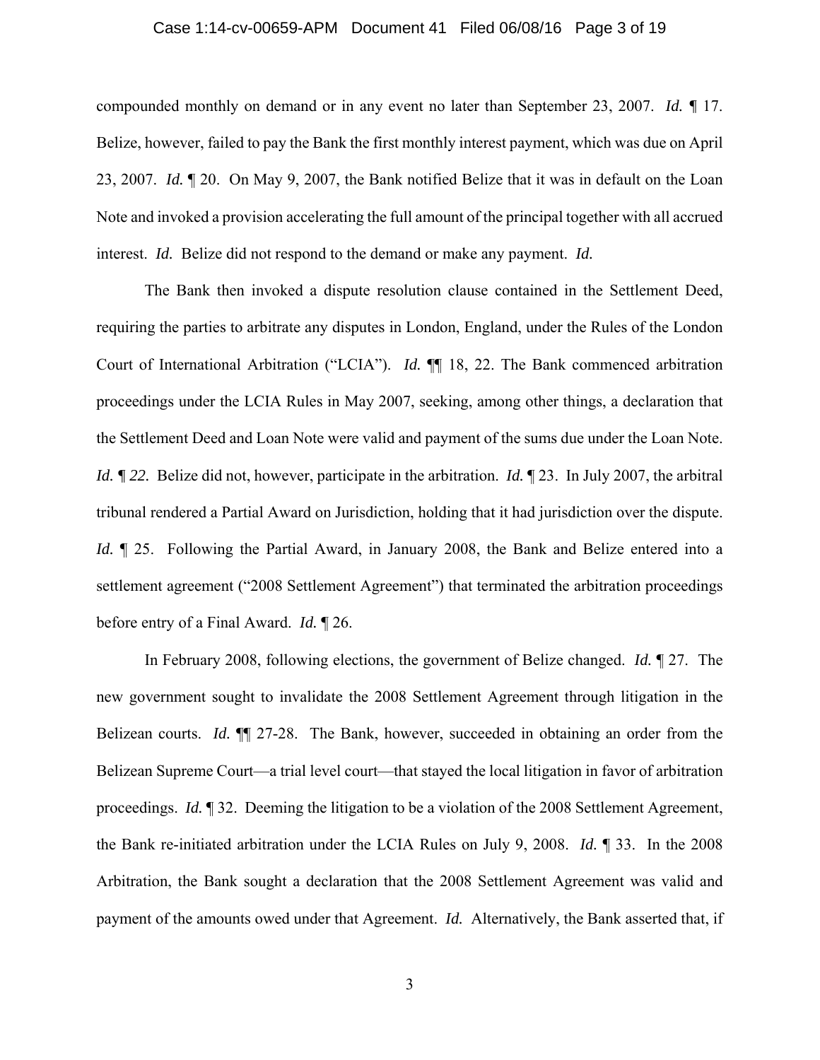compounded monthly on demand or in any event no later than September 23, 2007. *Id.* ¶ 17. Belize, however, failed to pay the Bank the first monthly interest payment, which was due on April 23, 2007. *Id.* ¶ 20. On May 9, 2007, the Bank notified Belize that it was in default on the Loan Note and invoked a provision accelerating the full amount of the principal together with all accrued interest. *Id.* Belize did not respond to the demand or make any payment. *Id.*

The Bank then invoked a dispute resolution clause contained in the Settlement Deed, requiring the parties to arbitrate any disputes in London, England, under the Rules of the London Court of International Arbitration ("LCIA"). *Id.* ¶¶ 18, 22. The Bank commenced arbitration proceedings under the LCIA Rules in May 2007, seeking, among other things, a declaration that the Settlement Deed and Loan Note were valid and payment of the sums due under the Loan Note. *Id. ¶ 22.* Belize did not, however, participate in the arbitration. *Id.* ¶ 23. In July 2007, the arbitral tribunal rendered a Partial Award on Jurisdiction, holding that it had jurisdiction over the dispute. *Id.* ¶ 25. Following the Partial Award, in January 2008, the Bank and Belize entered into a settlement agreement ("2008 Settlement Agreement") that terminated the arbitration proceedings before entry of a Final Award. *Id.* ¶ 26.

In February 2008, following elections, the government of Belize changed. *Id.* ¶ 27. The new government sought to invalidate the 2008 Settlement Agreement through litigation in the Belizean courts. *Id.* ¶¶ 27-28. The Bank, however, succeeded in obtaining an order from the Belizean Supreme Court—a trial level court—that stayed the local litigation in favor of arbitration proceedings. *Id.* ¶ 32. Deeming the litigation to be a violation of the 2008 Settlement Agreement, the Bank re-initiated arbitration under the LCIA Rules on July 9, 2008. *Id.* ¶ 33. In the 2008 Arbitration, the Bank sought a declaration that the 2008 Settlement Agreement was valid and payment of the amounts owed under that Agreement. *Id.* Alternatively, the Bank asserted that, if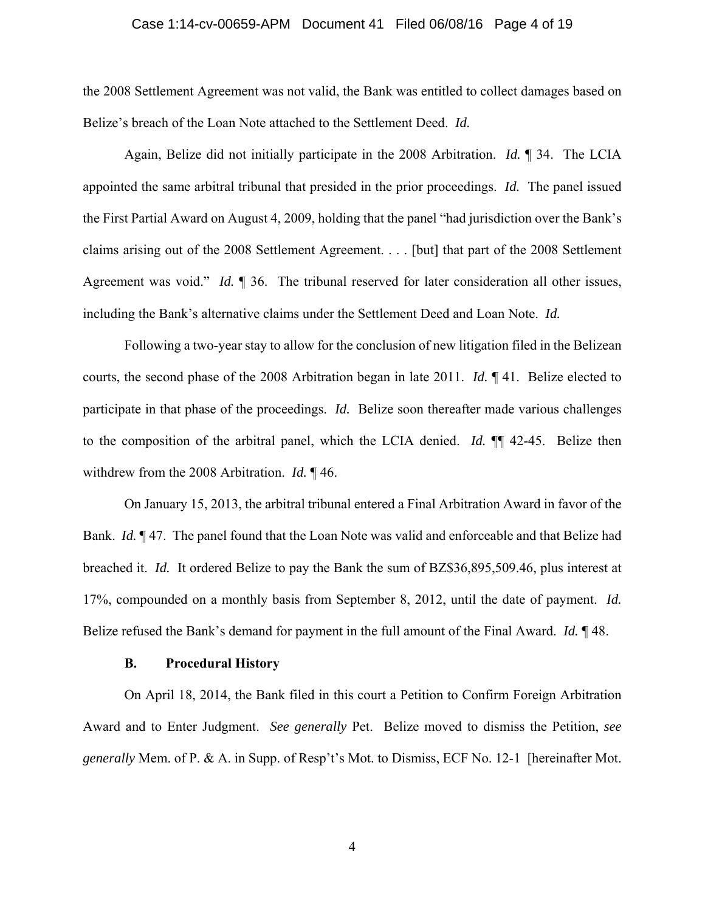the 2008 Settlement Agreement was not valid, the Bank was entitled to collect damages based on Belize's breach of the Loan Note attached to the Settlement Deed. *Id.*

Again, Belize did not initially participate in the 2008 Arbitration. *Id.* ¶ 34. The LCIA appointed the same arbitral tribunal that presided in the prior proceedings. *Id.* The panel issued the First Partial Award on August 4, 2009, holding that the panel "had jurisdiction over the Bank's claims arising out of the 2008 Settlement Agreement. . . . [but] that part of the 2008 Settlement Agreement was void." *Id.* ¶ 36. The tribunal reserved for later consideration all other issues, including the Bank's alternative claims under the Settlement Deed and Loan Note. *Id.*

Following a two-year stay to allow for the conclusion of new litigation filed in the Belizean courts, the second phase of the 2008 Arbitration began in late 2011. *Id.* ¶ 41. Belize elected to participate in that phase of the proceedings. *Id.* Belize soon thereafter made various challenges to the composition of the arbitral panel, which the LCIA denied. *Id.* ¶¶ 42-45. Belize then withdrew from the 2008 Arbitration. *Id.* ¶ 46.

On January 15, 2013, the arbitral tribunal entered a Final Arbitration Award in favor of the Bank. *Id.* ¶ 47. The panel found that the Loan Note was valid and enforceable and that Belize had breached it. *Id.* It ordered Belize to pay the Bank the sum of BZ$36,895,509.46, plus interest at 17%, compounded on a monthly basis from September 8, 2012, until the date of payment. *Id.* Belize refused the Bank's demand for payment in the full amount of the Final Award. *Id.* ¶ 48.

**B. Procedural History**

On April 18, 2014, the Bank filed in this court a Petition to Confirm Foreign Arbitration Award and to Enter Judgment. *See generally* Pet. Belize moved to dismiss the Petition, *see generally* Mem. of P. & A. in Supp. of Resp't's Mot. to Dismiss, ECF No. 12-1 [hereinafter Mot.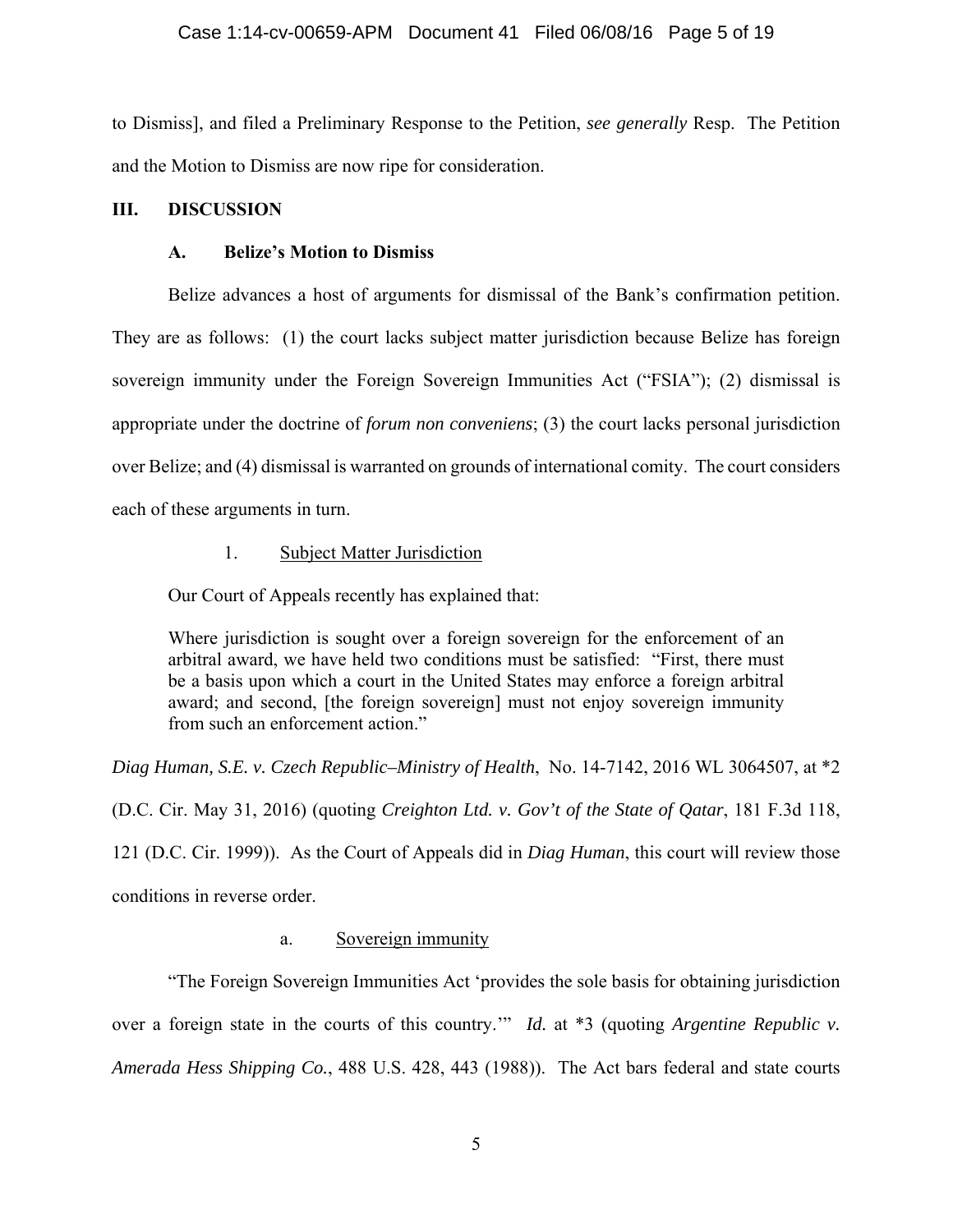to Dismiss], and filed a Preliminary Response to the Petition, *see generally* Resp. The Petition and the Motion to Dismiss are now ripe for consideration.

## III. DISCUSSION

### A. Belize's Motion to Dismiss

Belize advances a host of arguments for dismissal of the Bank's confirmation petition. They are as follows: (1) the court lacks subject matter jurisdiction because Belize has foreign sovereign immunity under the Foreign Sovereign Immunities Act ("FSIA"); (2) dismissal is appropriate under the doctrine of *forum non conveniens*; (3) the court lacks personal jurisdiction over Belize; and (4) dismissal is warranted on grounds of international comity. The court considers each of these arguments in turn.

#### 1. Subject Matter Jurisdiction

Our Court of Appeals recently has explained that:

> Where jurisdiction is sought over a foreign sovereign for the enforcement of an arbitral award, we have held two conditions must be satisfied: "First, there must be a basis upon which a court in the United States may enforce a foreign arbitral award; and second, [the foreign sovereign] must not enjoy sovereign immunity from such an enforcement action."

*Diag Human, S.E. v. Czech Republic–Ministry of Health*, No. 14-7142, 2016 WL 3064507, at *2 (D.C. Cir. May 31, 2016) (quoting *Creighton Ltd. v. Gov't of the State of Qatar*, 181 F.3d 118, 121 (D.C. Cir. 1999)). As the Court of Appeals did in *Diag Human*, this court will review those conditions in reverse order.

##### a. Sovereign immunity

"The Foreign Sovereign Immunities Act 'provides the sole basis for obtaining jurisdiction over a foreign state in the courts of this country.'" *Id.* at *3 (quoting *Argentine Republic v. Amerada Hess Shipping Co.*, 488 U.S. 428, 443 (1988)). The Act bars federal and state courts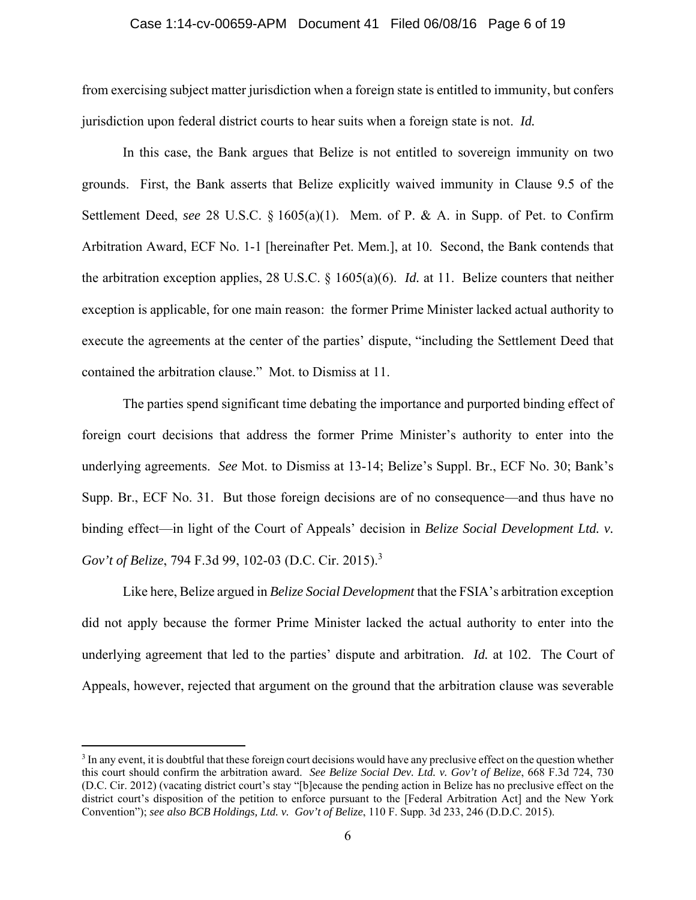from exercising subject matter jurisdiction when a foreign state is entitled to immunity, but confers jurisdiction upon federal district courts to hear suits when a foreign state is not. *Id.*

In this case, the Bank argues that Belize is not entitled to sovereign immunity on two grounds. First, the Bank asserts that Belize explicitly waived immunity in Clause 9.5 of the Settlement Deed, *see* 28 U.S.C. § 1605(a)(1). Mem. of P. & A. in Supp. of Pet. to Confirm Arbitration Award, ECF No. 1-1 [hereinafter Pet. Mem.], at 10. Second, the Bank contends that the arbitration exception applies, 28 U.S.C. § 1605(a)(6). *Id.* at 11. Belize counters that neither exception is applicable, for one main reason: the former Prime Minister lacked actual authority to execute the agreements at the center of the parties' dispute, "including the Settlement Deed that contained the arbitration clause." Mot. to Dismiss at 11.

The parties spend significant time debating the importance and purported binding effect of foreign court decisions that address the former Prime Minister's authority to enter into the underlying agreements. *See* Mot. to Dismiss at 13-14; Belize's Suppl. Br., ECF No. 30; Bank's Supp. Br., ECF No. 31. But those foreign decisions are of no consequence—and thus have no binding effect—in light of the Court of Appeals' decision in *Belize Social Development Ltd. v. Gov't of Belize*, 794 F.3d 99, 102-03 (D.C. Cir. 2015).[3]

Like here, Belize argued in *Belize Social Development* that the FSIA's arbitration exception did not apply because the former Prime Minister lacked the actual authority to enter into the underlying agreement that led to the parties' dispute and arbitration. *Id.* at 102. The Court of Appeals, however, rejected that argument on the ground that the arbitration clause was severable

[3] In any event, it is doubtful that these foreign court decisions would have any preclusive effect on the question whether this court should confirm the arbitration award. *See Belize Social Dev. Ltd. v. Gov't of Belize*, 668 F.3d 724, 730 (D.C. Cir. 2012) (vacating district court's stay "[b]ecause the pending action in Belize has no preclusive effect on the district court's disposition of the petition to enforce pursuant to the [Federal Arbitration Act] and the New York Convention"); *see also BCB Holdings, Ltd. v. Gov't of Belize*, 110 F. Supp. 3d 233, 246 (D.D.C. 2015).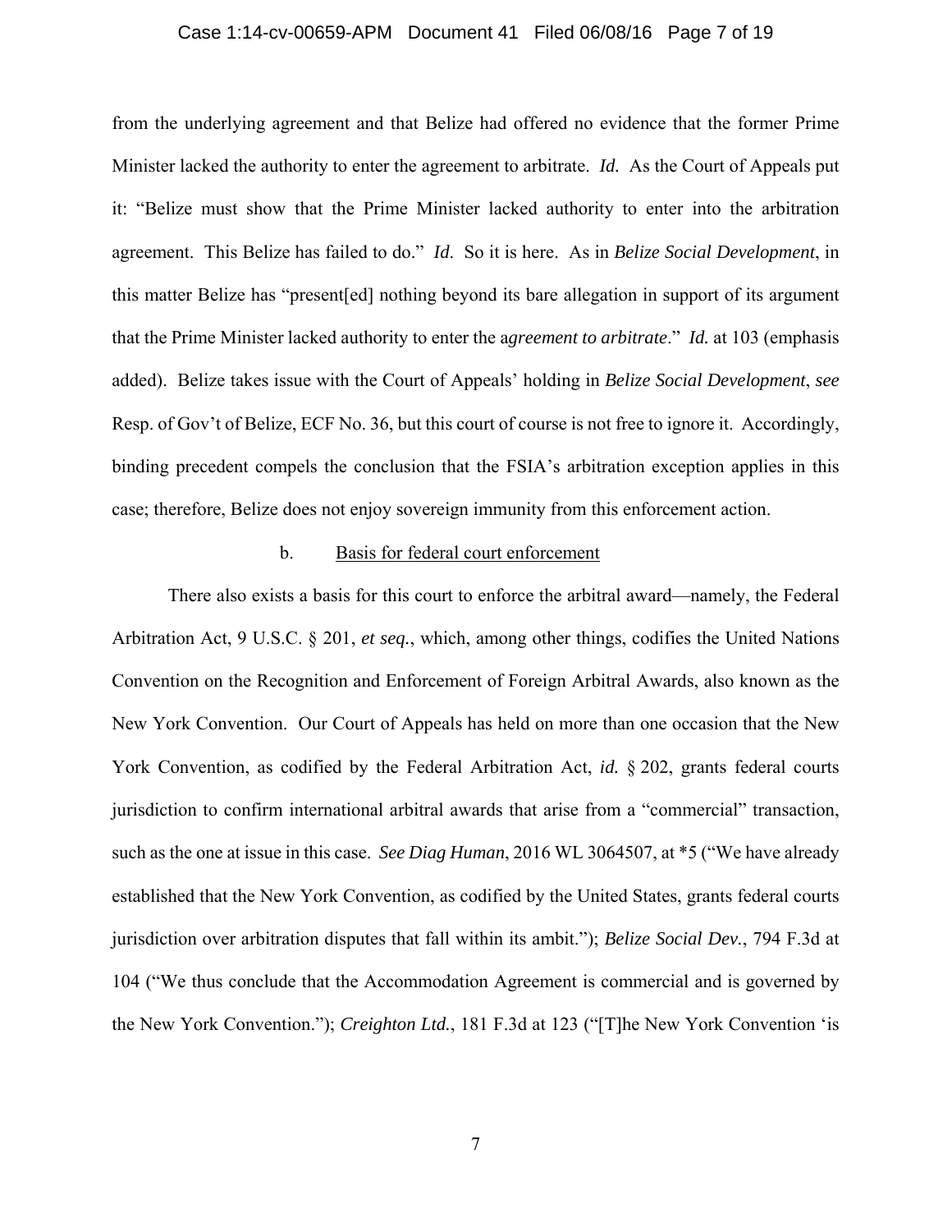from the underlying agreement and that Belize had offered no evidence that the former Prime Minister lacked the authority to enter the agreement to arbitrate. *Id.* As the Court of Appeals put it: "Belize must show that the Prime Minister lacked authority to enter into the arbitration agreement. This Belize has failed to do." *Id*. So it is here. As in *Belize Social Development*, in this matter Belize has "present[ed] nothing beyond its bare allegation in support of its argument that the Prime Minister lacked authority to enter the a*greement to arbitrate*." *Id.* at 103 (emphasis added). Belize takes issue with the Court of Appeals' holding in *Belize Social Development*, *see* Resp. of Gov't of Belize, ECF No. 36, but this court of course is not free to ignore it. Accordingly, binding precedent compels the conclusion that the FSIA's arbitration exception applies in this case; therefore, Belize does not enjoy sovereign immunity from this enforcement action.

b. <u>Basis for federal court enforcement</u>

There also exists a basis for this court to enforce the arbitral award—namely, the Federal Arbitration Act, 9 U.S.C. § 201, *et seq.*, which, among other things, codifies the United Nations Convention on the Recognition and Enforcement of Foreign Arbitral Awards, also known as the New York Convention. Our Court of Appeals has held on more than one occasion that the New York Convention, as codified by the Federal Arbitration Act, *id.* § 202, grants federal courts jurisdiction to confirm international arbitral awards that arise from a "commercial" transaction, such as the one at issue in this case. *See Diag Human*, 2016 WL 3064507, at *5 ("We have already established that the New York Convention, as codified by the United States, grants federal courts jurisdiction over arbitration disputes that fall within its ambit."); *Belize Social Dev.*, 794 F.3d at 104 ("We thus conclude that the Accommodation Agreement is commercial and is governed by the New York Convention."); *Creighton Ltd.*, 181 F.3d at 123 ("[T]he New York Convention 'is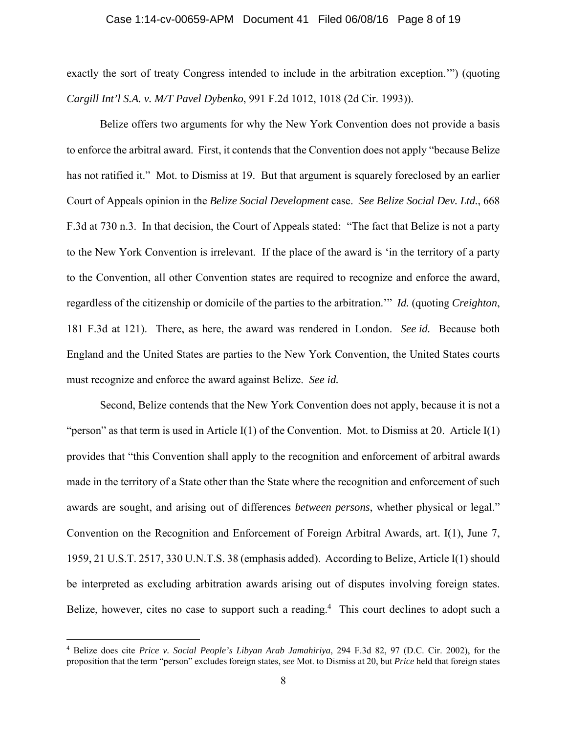exactly the sort of treaty Congress intended to include in the arbitration exception.'") (quoting *Cargill Int'l S.A. v. M/T Pavel Dybenko*, 991 F.2d 1012, 1018 (2d Cir. 1993)).

Belize offers two arguments for why the New York Convention does not provide a basis to enforce the arbitral award. First, it contends that the Convention does not apply "because Belize has not ratified it." Mot. to Dismiss at 19. But that argument is squarely foreclosed by an earlier Court of Appeals opinion in the *Belize Social Development* case. *See Belize Social Dev. Ltd.*, 668 F.3d at 730 n.3. In that decision, the Court of Appeals stated: "The fact that Belize is not a party to the New York Convention is irrelevant. If the place of the award is 'in the territory of a party to the Convention, all other Convention states are required to recognize and enforce the award, regardless of the citizenship or domicile of the parties to the arbitration.'" *Id.* (quoting *Creighton*, 181 F.3d at 121). There, as here, the award was rendered in London. *See id.* Because both England and the United States are parties to the New York Convention, the United States courts must recognize and enforce the award against Belize. *See id.*

Second, Belize contends that the New York Convention does not apply, because it is not a "person" as that term is used in Article I(1) of the Convention. Mot. to Dismiss at 20. Article I(1) provides that "this Convention shall apply to the recognition and enforcement of arbitral awards made in the territory of a State other than the State where the recognition and enforcement of such awards are sought, and arising out of differences *between persons*, whether physical or legal." Convention on the Recognition and Enforcement of Foreign Arbitral Awards, art. I(1), June 7, 1959, 21 U.S.T. 2517, 330 U.N.T.S. 38 (emphasis added). According to Belize, Article I(1) should be interpreted as excluding arbitration awards arising out of disputes involving foreign states. Belize, however, cites no case to support such a reading.[4] This court declines to adopt such a

---

[4] Belize does cite *Price v. Social People's Libyan Arab Jamahiriya*, 294 F.3d 82, 97 (D.C. Cir. 2002), for the proposition that the term "person" excludes foreign states, *see* Mot. to Dismiss at 20, but *Price* held that foreign states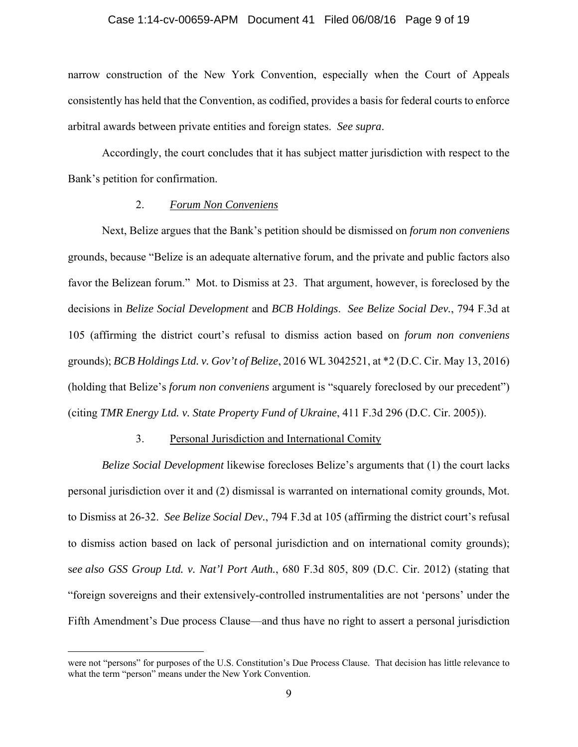narrow construction of the New York Convention, especially when the Court of Appeals consistently has held that the Convention, as codified, provides a basis for federal courts to enforce arbitral awards between private entities and foreign states. *See supra*.

Accordingly, the court concludes that it has subject matter jurisdiction with respect to the Bank's petition for confirmation.

2. *Forum Non Conveniens*

Next, Belize argues that the Bank's petition should be dismissed on *forum non conveniens* grounds, because "Belize is an adequate alternative forum, and the private and public factors also favor the Belizean forum." Mot. to Dismiss at 23. That argument, however, is foreclosed by the decisions in *Belize Social Development* and *BCB Holdings*. *See Belize Social Dev.*, 794 F.3d at 105 (affirming the district court's refusal to dismiss action based on *forum non conveniens* grounds); *BCB Holdings Ltd. v. Gov't of Belize*, 2016 WL 3042521, at *2 (D.C. Cir. May 13, 2016) (holding that Belize's *forum non conveniens* argument is "squarely foreclosed by our precedent") (citing *TMR Energy Ltd. v. State Property Fund of Ukraine*, 411 F.3d 296 (D.C. Cir. 2005)).

3. Personal Jurisdiction and International Comity

*Belize Social Development* likewise forecloses Belize's arguments that (1) the court lacks personal jurisdiction over it and (2) dismissal is warranted on international comity grounds, Mot. to Dismiss at 26-32. *See Belize Social Dev.*, 794 F.3d at 105 (affirming the district court's refusal to dismiss action based on lack of personal jurisdiction and on international comity grounds); s*ee also GSS Group Ltd. v. Nat'l Port Auth.*, 680 F.3d 805, 809 (D.C. Cir. 2012) (stating that "foreign sovereigns and their extensively-controlled instrumentalities are not 'persons' under the Fifth Amendment's Due process Clause—and thus have no right to assert a personal jurisdiction

---

were not "persons" for purposes of the U.S. Constitution's Due Process Clause. That decision has little relevance to what the term "person" means under the New York Convention.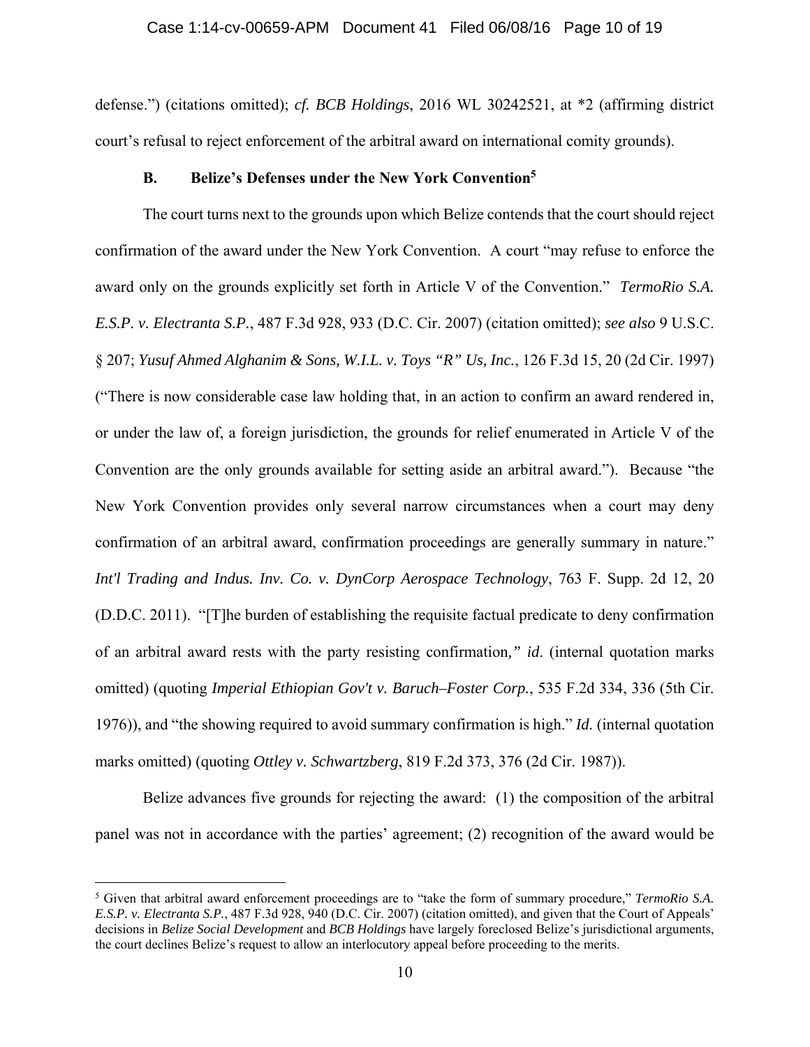defense.") (citations omitted); *cf. BCB Holdings*, 2016 WL 30242521, at *2 (affirming district court's refusal to reject enforcement of the arbitral award on international comity grounds).

### B. Belize's Defenses under the New York Convention[5]

The court turns next to the grounds upon which Belize contends that the court should reject confirmation of the award under the New York Convention. A court "may refuse to enforce the award only on the grounds explicitly set forth in Article V of the Convention." *TermoRio S.A. E.S.P. v. Electranta S.P.*, 487 F.3d 928, 933 (D.C. Cir. 2007) (citation omitted); *see also* 9 U.S.C. § 207; *Yusuf Ahmed Alghanim & Sons, W.I.L. v. Toys "R" Us, Inc.*, 126 F.3d 15, 20 (2d Cir. 1997) ("There is now considerable case law holding that, in an action to confirm an award rendered in, or under the law of, a foreign jurisdiction, the grounds for relief enumerated in Article V of the Convention are the only grounds available for setting aside an arbitral award."). Because "the New York Convention provides only several narrow circumstances when a court may deny confirmation of an arbitral award, confirmation proceedings are generally summary in nature." *Int'l Trading and Indus. Inv. Co. v. DynCorp Aerospace Technology*, 763 F. Supp. 2d 12, 20 (D.D.C. 2011). "[T]he burden of establishing the requisite factual predicate to deny confirmation of an arbitral award rests with the party resisting confirmation*," id*. (internal quotation marks omitted) (quoting *Imperial Ethiopian Gov't v. Baruch–Foster Corp.*, 535 F.2d 334, 336 (5th Cir. 1976)), and "the showing required to avoid summary confirmation is high." *Id.* (internal quotation marks omitted) (quoting *Ottley v. Schwartzberg*, 819 F.2d 373, 376 (2d Cir. 1987)).

Belize advances five grounds for rejecting the award: (1) the composition of the arbitral panel was not in accordance with the parties' agreement; (2) recognition of the award would be

---

[5] Given that arbitral award enforcement proceedings are to "take the form of summary procedure," *TermoRio S.A. E.S.P. v. Electranta S.P.*, 487 F.3d 928, 940 (D.C. Cir. 2007) (citation omitted), and given that the Court of Appeals' decisions in *Belize Social Development* and *BCB Holdings* have largely foreclosed Belize's jurisdictional arguments, the court declines Belize's request to allow an interlocutory appeal before proceeding to the merits.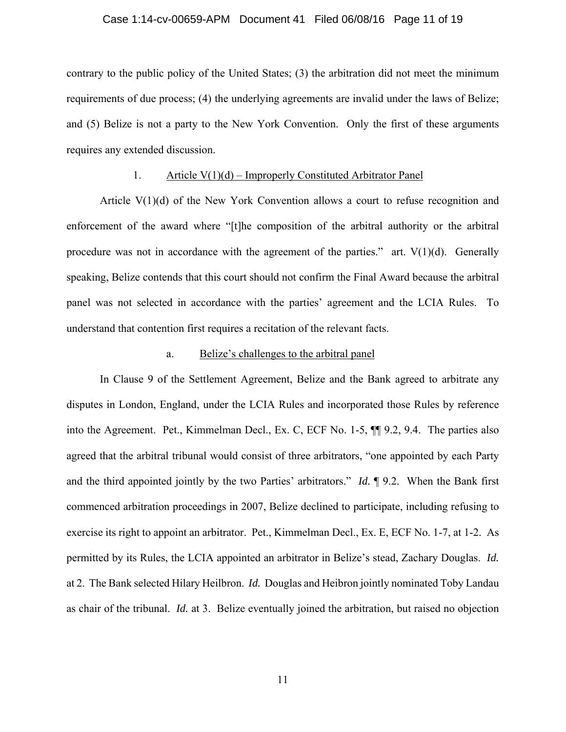contrary to the public policy of the United States; (3) the arbitration did not meet the minimum requirements of due process; (4) the underlying agreements are invalid under the laws of Belize; and (5) Belize is not a party to the New York Convention. Only the first of these arguments requires any extended discussion.

### 1. Article V(1)(d) – Improperly Constituted Arbitrator Panel

Article V(1)(d) of the New York Convention allows a court to refuse recognition and enforcement of the award where "[t]he composition of the arbitral authority or the arbitral procedure was not in accordance with the agreement of the parties." art. V(1)(d). Generally speaking, Belize contends that this court should not confirm the Final Award because the arbitral panel was not selected in accordance with the parties' agreement and the LCIA Rules. To understand that contention first requires a recitation of the relevant facts.

#### a. Belize's challenges to the arbitral panel

In Clause 9 of the Settlement Agreement, Belize and the Bank agreed to arbitrate any disputes in London, England, under the LCIA Rules and incorporated those Rules by reference into the Agreement. Pet., Kimmelman Decl., Ex. C, ECF No. 1-5, ¶¶ 9.2, 9.4. The parties also agreed that the arbitral tribunal would consist of three arbitrators, "one appointed by each Party and the third appointed jointly by the two Parties' arbitrators." *Id.* ¶ 9.2. When the Bank first commenced arbitration proceedings in 2007, Belize declined to participate, including refusing to exercise its right to appoint an arbitrator. Pet., Kimmelman Decl., Ex. E, ECF No. 1-7, at 1-2. As permitted by its Rules, the LCIA appointed an arbitrator in Belize's stead, Zachary Douglas. *Id.* at 2. The Bank selected Hilary Heilbron. *Id.* Douglas and Heibron jointly nominated Toby Landau as chair of the tribunal. *Id.* at 3. Belize eventually joined the arbitration, but raised no objection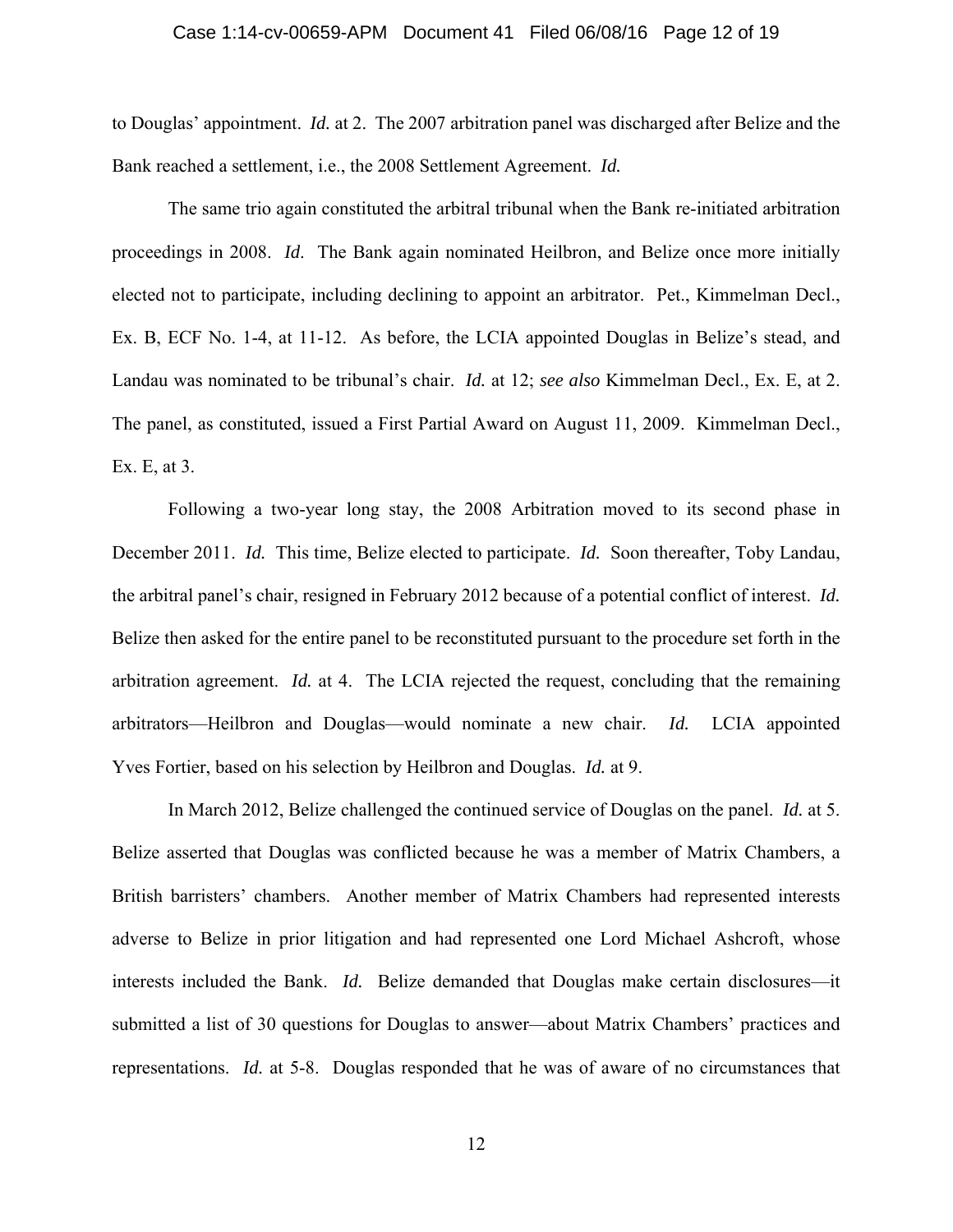to Douglas' appointment. *Id.* at 2. The 2007 arbitration panel was discharged after Belize and the Bank reached a settlement, i.e., the 2008 Settlement Agreement. *Id.*

The same trio again constituted the arbitral tribunal when the Bank re-initiated arbitration proceedings in 2008. *Id*. The Bank again nominated Heilbron, and Belize once more initially elected not to participate, including declining to appoint an arbitrator. Pet., Kimmelman Decl., Ex. B, ECF No. 1-4, at 11-12. As before, the LCIA appointed Douglas in Belize's stead, and Landau was nominated to be tribunal's chair. *Id.* at 12; *see also* Kimmelman Decl., Ex. E, at 2. The panel, as constituted, issued a First Partial Award on August 11, 2009. Kimmelman Decl., Ex. E, at 3.

Following a two-year long stay, the 2008 Arbitration moved to its second phase in December 2011. *Id.* This time, Belize elected to participate. *Id.* Soon thereafter, Toby Landau, the arbitral panel's chair, resigned in February 2012 because of a potential conflict of interest. *Id.* Belize then asked for the entire panel to be reconstituted pursuant to the procedure set forth in the arbitration agreement. *Id.* at 4. The LCIA rejected the request, concluding that the remaining arbitrators—Heilbron and Douglas—would nominate a new chair. *Id.* LCIA appointed Yves Fortier, based on his selection by Heilbron and Douglas. *Id.* at 9.

In March 2012, Belize challenged the continued service of Douglas on the panel. *Id.* at 5. Belize asserted that Douglas was conflicted because he was a member of Matrix Chambers, a British barristers' chambers. Another member of Matrix Chambers had represented interests adverse to Belize in prior litigation and had represented one Lord Michael Ashcroft, whose interests included the Bank. *Id.* Belize demanded that Douglas make certain disclosures—it submitted a list of 30 questions for Douglas to answer—about Matrix Chambers' practices and representations. *Id.* at 5-8. Douglas responded that he was of aware of no circumstances that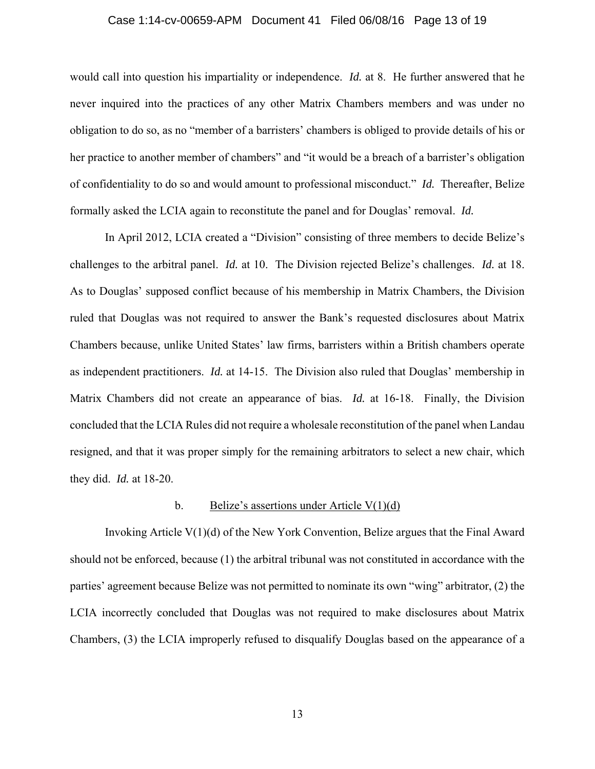would call into question his impartiality or independence. *Id.* at 8. He further answered that he never inquired into the practices of any other Matrix Chambers members and was under no obligation to do so, as no "member of a barristers' chambers is obliged to provide details of his or her practice to another member of chambers" and "it would be a breach of a barrister's obligation of confidentiality to do so and would amount to professional misconduct." *Id.* Thereafter, Belize formally asked the LCIA again to reconstitute the panel and for Douglas' removal. *Id.*

In April 2012, LCIA created a "Division" consisting of three members to decide Belize's challenges to the arbitral panel. *Id.* at 10. The Division rejected Belize's challenges. *Id.* at 18. As to Douglas' supposed conflict because of his membership in Matrix Chambers, the Division ruled that Douglas was not required to answer the Bank's requested disclosures about Matrix Chambers because, unlike United States' law firms, barristers within a British chambers operate as independent practitioners. *Id.* at 14-15. The Division also ruled that Douglas' membership in Matrix Chambers did not create an appearance of bias. *Id.* at 16-18. Finally, the Division concluded that the LCIA Rules did not require a wholesale reconstitution of the panel when Landau resigned, and that it was proper simply for the remaining arbitrators to select a new chair, which they did. *Id.* at 18-20.

b. <u>Belize's assertions under Article V(1)(d)</u>

Invoking Article V(1)(d) of the New York Convention, Belize argues that the Final Award should not be enforced, because (1) the arbitral tribunal was not constituted in accordance with the parties' agreement because Belize was not permitted to nominate its own "wing" arbitrator, (2) the LCIA incorrectly concluded that Douglas was not required to make disclosures about Matrix Chambers, (3) the LCIA improperly refused to disqualify Douglas based on the appearance of a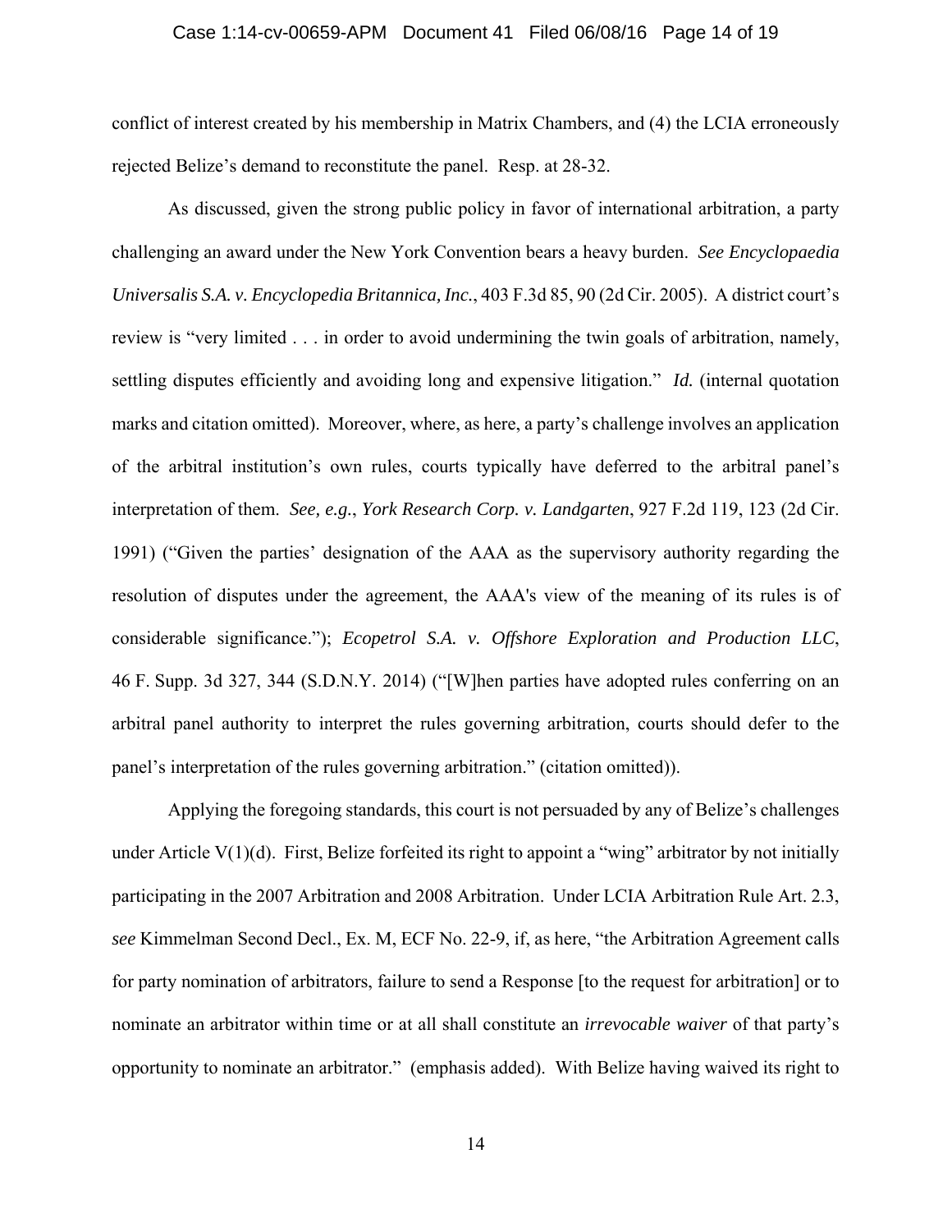conflict of interest created by his membership in Matrix Chambers, and (4) the LCIA erroneously rejected Belize's demand to reconstitute the panel. Resp. at 28-32.

As discussed, given the strong public policy in favor of international arbitration, a party challenging an award under the New York Convention bears a heavy burden. *See Encyclopaedia Universalis S.A. v. Encyclopedia Britannica, Inc.*, 403 F.3d 85, 90 (2d Cir. 2005). A district court's review is "very limited . . . in order to avoid undermining the twin goals of arbitration, namely, settling disputes efficiently and avoiding long and expensive litigation." *Id.* (internal quotation marks and citation omitted). Moreover, where, as here, a party's challenge involves an application of the arbitral institution's own rules, courts typically have deferred to the arbitral panel's interpretation of them. *See, e.g.*, *York Research Corp. v. Landgarten*, 927 F.2d 119, 123 (2d Cir. 1991) ("Given the parties' designation of the AAA as the supervisory authority regarding the resolution of disputes under the agreement, the AAA's view of the meaning of its rules is of considerable significance."); *Ecopetrol S.A. v. Offshore Exploration and Production LLC*, 46 F. Supp. 3d 327, 344 (S.D.N.Y. 2014) ("[W]hen parties have adopted rules conferring on an arbitral panel authority to interpret the rules governing arbitration, courts should defer to the panel's interpretation of the rules governing arbitration." (citation omitted)).

Applying the foregoing standards, this court is not persuaded by any of Belize's challenges under Article V(1)(d). First, Belize forfeited its right to appoint a "wing" arbitrator by not initially participating in the 2007 Arbitration and 2008 Arbitration. Under LCIA Arbitration Rule Art. 2.3, *see* Kimmelman Second Decl., Ex. M, ECF No. 22-9, if, as here, "the Arbitration Agreement calls for party nomination of arbitrators, failure to send a Response [to the request for arbitration] or to nominate an arbitrator within time or at all shall constitute an *irrevocable waiver* of that party's opportunity to nominate an arbitrator." (emphasis added). With Belize having waived its right to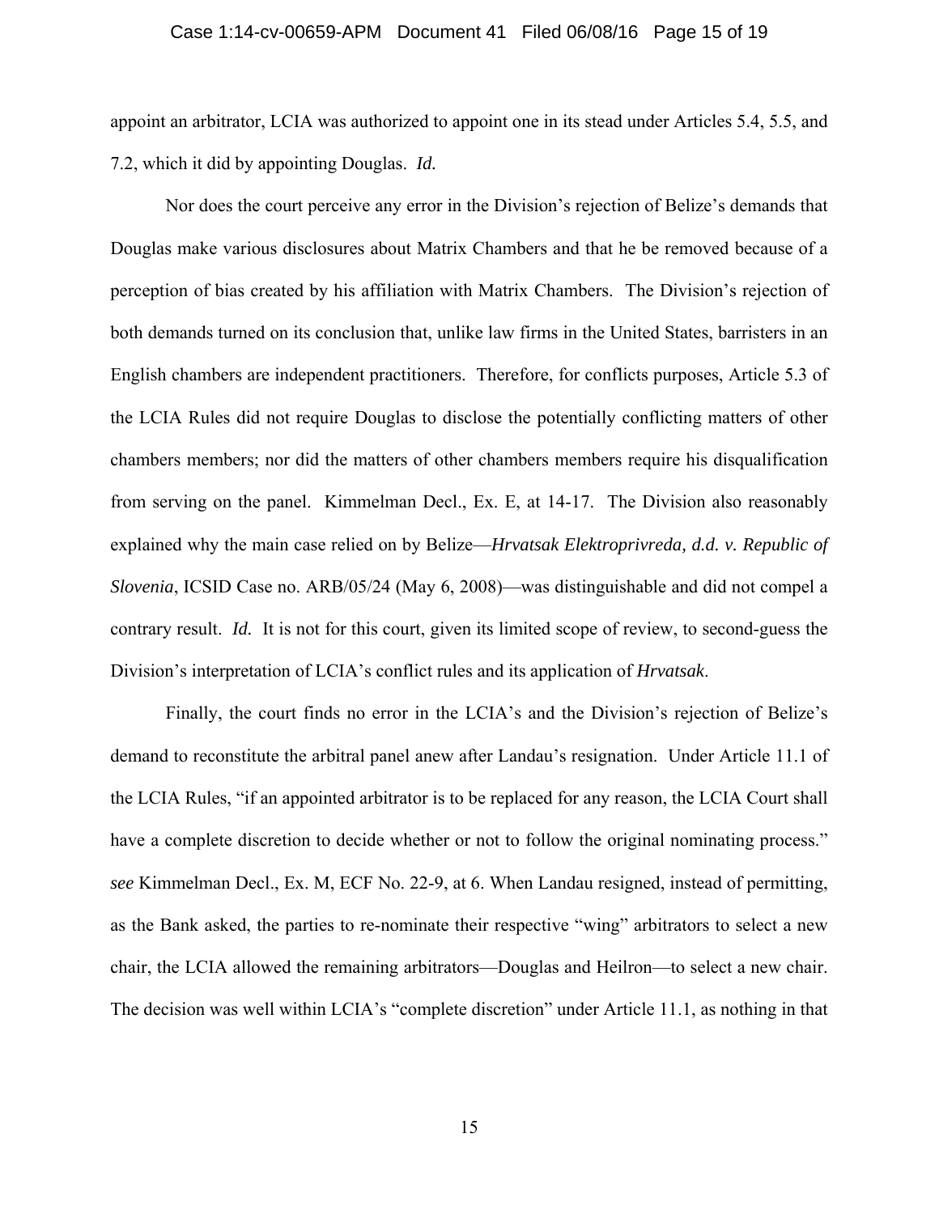appoint an arbitrator, LCIA was authorized to appoint one in its stead under Articles 5.4, 5.5, and 7.2, which it did by appointing Douglas. *Id.*

Nor does the court perceive any error in the Division's rejection of Belize's demands that Douglas make various disclosures about Matrix Chambers and that he be removed because of a perception of bias created by his affiliation with Matrix Chambers. The Division's rejection of both demands turned on its conclusion that, unlike law firms in the United States, barristers in an English chambers are independent practitioners. Therefore, for conflicts purposes, Article 5.3 of the LCIA Rules did not require Douglas to disclose the potentially conflicting matters of other chambers members; nor did the matters of other chambers members require his disqualification from serving on the panel. Kimmelman Decl., Ex. E, at 14-17. The Division also reasonably explained why the main case relied on by Belize—*Hrvatsak Elektroprivreda, d.d. v. Republic of Slovenia*, ICSID Case no. ARB/05/24 (May 6, 2008)—was distinguishable and did not compel a contrary result. *Id.* It is not for this court, given its limited scope of review, to second-guess the Division's interpretation of LCIA's conflict rules and its application of *Hrvatsak*.

Finally, the court finds no error in the LCIA's and the Division's rejection of Belize's demand to reconstitute the arbitral panel anew after Landau's resignation. Under Article 11.1 of the LCIA Rules, "if an appointed arbitrator is to be replaced for any reason, the LCIA Court shall have a complete discretion to decide whether or not to follow the original nominating process." *see* Kimmelman Decl., Ex. M, ECF No. 22-9, at 6. When Landau resigned, instead of permitting, as the Bank asked, the parties to re-nominate their respective "wing" arbitrators to select a new chair, the LCIA allowed the remaining arbitrators—Douglas and Heilron—to select a new chair. The decision was well within LCIA's "complete discretion" under Article 11.1, as nothing in that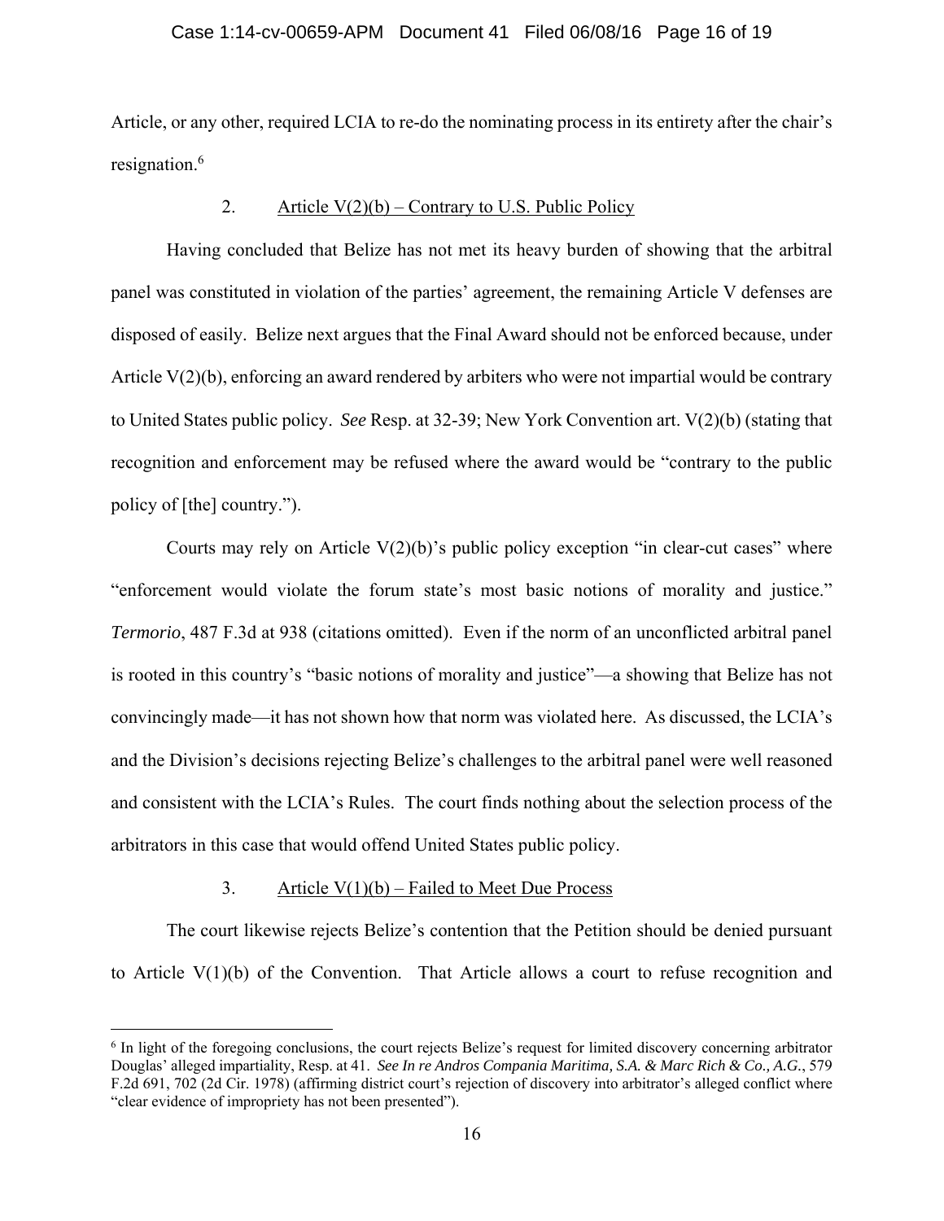Article, or any other, required LCIA to re-do the nominating process in its entirety after the chair's resignation.[6]

### 2. Article V(2)(b) – Contrary to U.S. Public Policy

Having concluded that Belize has not met its heavy burden of showing that the arbitral panel was constituted in violation of the parties' agreement, the remaining Article V defenses are disposed of easily. Belize next argues that the Final Award should not be enforced because, under Article V(2)(b), enforcing an award rendered by arbiters who were not impartial would be contrary to United States public policy. *See* Resp. at 32-39; New York Convention art. V(2)(b) (stating that recognition and enforcement may be refused where the award would be "contrary to the public policy of [the] country.").

Courts may rely on Article V(2)(b)'s public policy exception "in clear-cut cases" where "enforcement would violate the forum state's most basic notions of morality and justice." *Termorio*, 487 F.3d at 938 (citations omitted). Even if the norm of an unconflicted arbitral panel is rooted in this country's "basic notions of morality and justice"—a showing that Belize has not convincingly made—it has not shown how that norm was violated here. As discussed, the LCIA's and the Division's decisions rejecting Belize's challenges to the arbitral panel were well reasoned and consistent with the LCIA's Rules. The court finds nothing about the selection process of the arbitrators in this case that would offend United States public policy.

### 3. Article V(1)(b) – Failed to Meet Due Process

The court likewise rejects Belize's contention that the Petition should be denied pursuant to Article V(1)(b) of the Convention. That Article allows a court to refuse recognition and

---

[6] In light of the foregoing conclusions, the court rejects Belize's request for limited discovery concerning arbitrator Douglas' alleged impartiality, Resp. at 41. *See In re Andros Compania Maritima, S.A. & Marc Rich & Co., A.G.*, 579 F.2d 691, 702 (2d Cir. 1978) (affirming district court's rejection of discovery into arbitrator's alleged conflict where "clear evidence of impropriety has not been presented").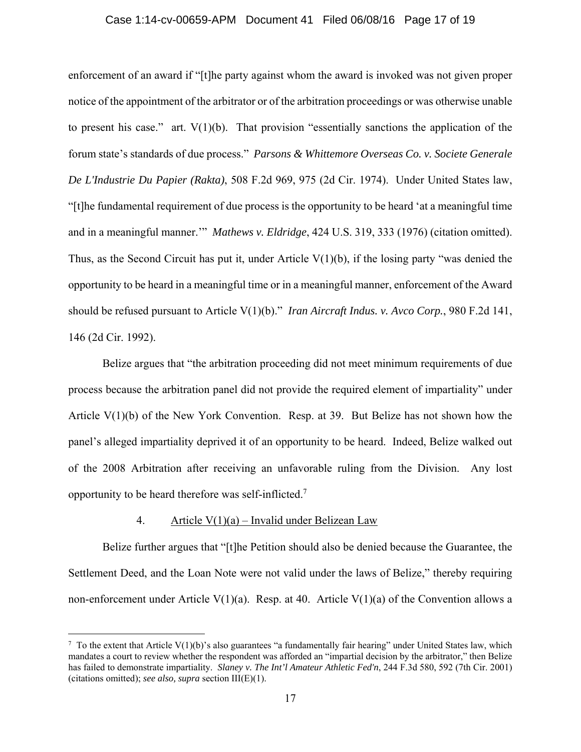enforcement of an award if "[t]he party against whom the award is invoked was not given proper notice of the appointment of the arbitrator or of the arbitration proceedings or was otherwise unable to present his case." art. V(1)(b). That provision "essentially sanctions the application of the forum state's standards of due process." *Parsons & Whittemore Overseas Co. v. Societe Generale De L'Industrie Du Papier (Rakta)*, 508 F.2d 969, 975 (2d Cir. 1974). Under United States law, "[t]he fundamental requirement of due process is the opportunity to be heard 'at a meaningful time and in a meaningful manner.'" *Mathews v. Eldridge*, 424 U.S. 319, 333 (1976) (citation omitted). Thus, as the Second Circuit has put it, under Article V(1)(b), if the losing party "was denied the opportunity to be heard in a meaningful time or in a meaningful manner, enforcement of the Award should be refused pursuant to Article V(1)(b)." *Iran Aircraft Indus. v. Avco Corp.*, 980 F.2d 141, 146 (2d Cir. 1992).

Belize argues that "the arbitration proceeding did not meet minimum requirements of due process because the arbitration panel did not provide the required element of impartiality" under Article V(1)(b) of the New York Convention. Resp. at 39. But Belize has not shown how the panel's alleged impartiality deprived it of an opportunity to be heard. Indeed, Belize walked out of the 2008 Arbitration after receiving an unfavorable ruling from the Division. Any lost opportunity to be heard therefore was self-inflicted.[7]

4. Article V(1)(a) – Invalid under Belizean Law

Belize further argues that "[t]he Petition should also be denied because the Guarantee, the Settlement Deed, and the Loan Note were not valid under the laws of Belize," thereby requiring non-enforcement under Article V(1)(a). Resp. at 40. Article V(1)(a) of the Convention allows a

[7] To the extent that Article V(1)(b)'s also guarantees "a fundamentally fair hearing" under United States law, which mandates a court to review whether the respondent was afforded an "impartial decision by the arbitrator," then Belize has failed to demonstrate impartiality. *Slaney v. The Int'l Amateur Athletic Fed'n*, 244 F.3d 580, 592 (7th Cir. 2001) (citations omitted); *see also, supra* section III(E)(1).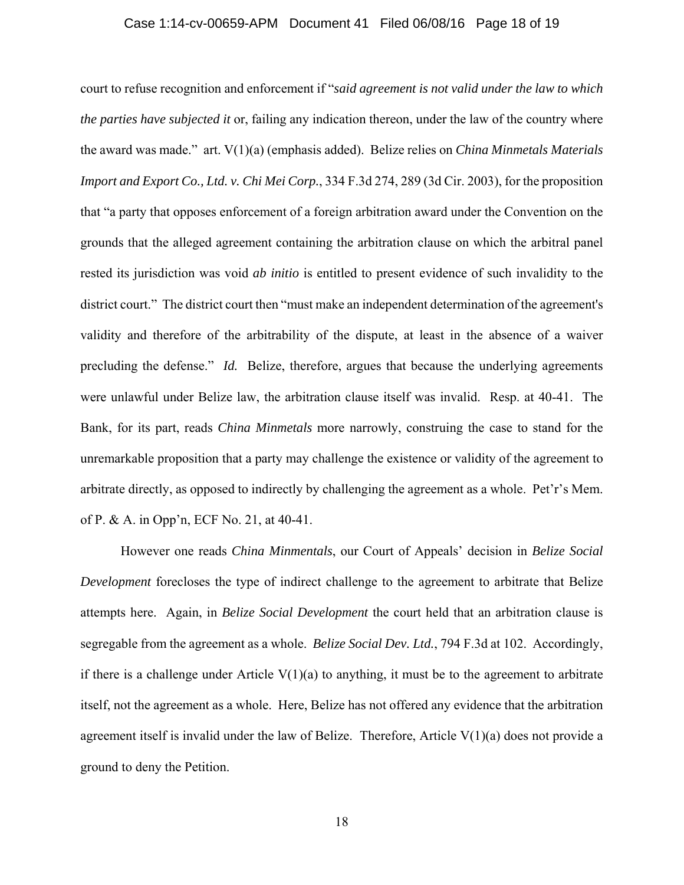court to refuse recognition and enforcement if "*said agreement is not valid under the law to which the parties have subjected it* or, failing any indication thereon, under the law of the country where the award was made." art. V(1)(a) (emphasis added). Belize relies on *China Minmetals Materials Import and Export Co., Ltd. v. Chi Mei Corp.*, 334 F.3d 274, 289 (3d Cir. 2003), for the proposition that "a party that opposes enforcement of a foreign arbitration award under the Convention on the grounds that the alleged agreement containing the arbitration clause on which the arbitral panel rested its jurisdiction was void *ab initio* is entitled to present evidence of such invalidity to the district court." The district court then "must make an independent determination of the agreement's validity and therefore of the arbitrability of the dispute, at least in the absence of a waiver precluding the defense." *Id.* Belize, therefore, argues that because the underlying agreements were unlawful under Belize law, the arbitration clause itself was invalid. Resp. at 40-41. The Bank, for its part, reads *China Minmetals* more narrowly, construing the case to stand for the unremarkable proposition that a party may challenge the existence or validity of the agreement to arbitrate directly, as opposed to indirectly by challenging the agreement as a whole. Pet'r's Mem. of P. & A. in Opp'n, ECF No. 21, at 40-41.

However one reads *China Minmentals*, our Court of Appeals' decision in *Belize Social Development* forecloses the type of indirect challenge to the agreement to arbitrate that Belize attempts here. Again, in *Belize Social Development* the court held that an arbitration clause is segregable from the agreement as a whole. *Belize Social Dev. Ltd.*, 794 F.3d at 102. Accordingly, if there is a challenge under Article V(1)(a) to anything, it must be to the agreement to arbitrate itself, not the agreement as a whole. Here, Belize has not offered any evidence that the arbitration agreement itself is invalid under the law of Belize. Therefore, Article V(1)(a) does not provide a ground to deny the Petition.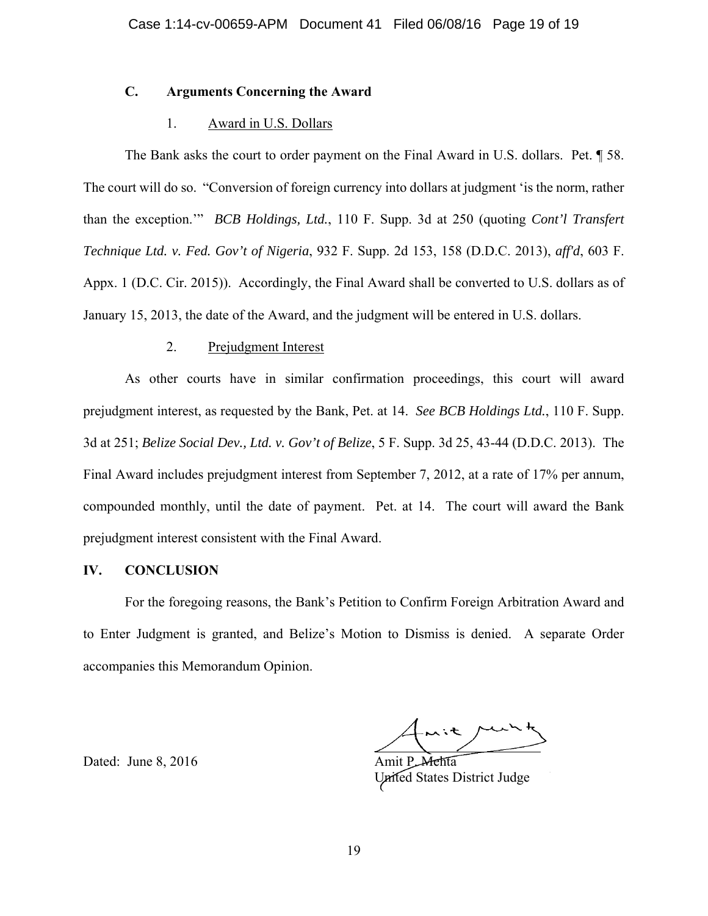### C. Arguments Concerning the Award

#### 1. Award in U.S. Dollars

The Bank asks the court to order payment on the Final Award in U.S. dollars. Pet. ¶ 58. The court will do so. "Conversion of foreign currency into dollars at judgment 'is the norm, rather than the exception.'" *BCB Holdings, Ltd.*, 110 F. Supp. 3d at 250 (quoting *Cont'l Transfert Technique Ltd. v. Fed. Gov't of Nigeria*, 932 F. Supp. 2d 153, 158 (D.D.C. 2013), *aff'd*, 603 F. Appx. 1 (D.C. Cir. 2015)). Accordingly, the Final Award shall be converted to U.S. dollars as of January 15, 2013, the date of the Award, and the judgment will be entered in U.S. dollars.

#### 2. Prejudgment Interest

As other courts have in similar confirmation proceedings, this court will award prejudgment interest, as requested by the Bank, Pet. at 14. *See BCB Holdings Ltd.*, 110 F. Supp. 3d at 251; *Belize Social Dev., Ltd. v. Gov't of Belize*, 5 F. Supp. 3d 25, 43-44 (D.D.C. 2013). The Final Award includes prejudgment interest from September 7, 2012, at a rate of 17% per annum, compounded monthly, until the date of payment. Pet. at 14. The court will award the Bank prejudgment interest consistent with the Final Award.

## IV. CONCLUSION

For the foregoing reasons, the Bank's Petition to Confirm Foreign Arbitration Award and to Enter Judgment is granted, and Belize's Motion to Dismiss is denied. A separate Order accompanies this Memorandum Opinion.

Dated: June 8, 2016

Amit P. Mehta
United States District Judge